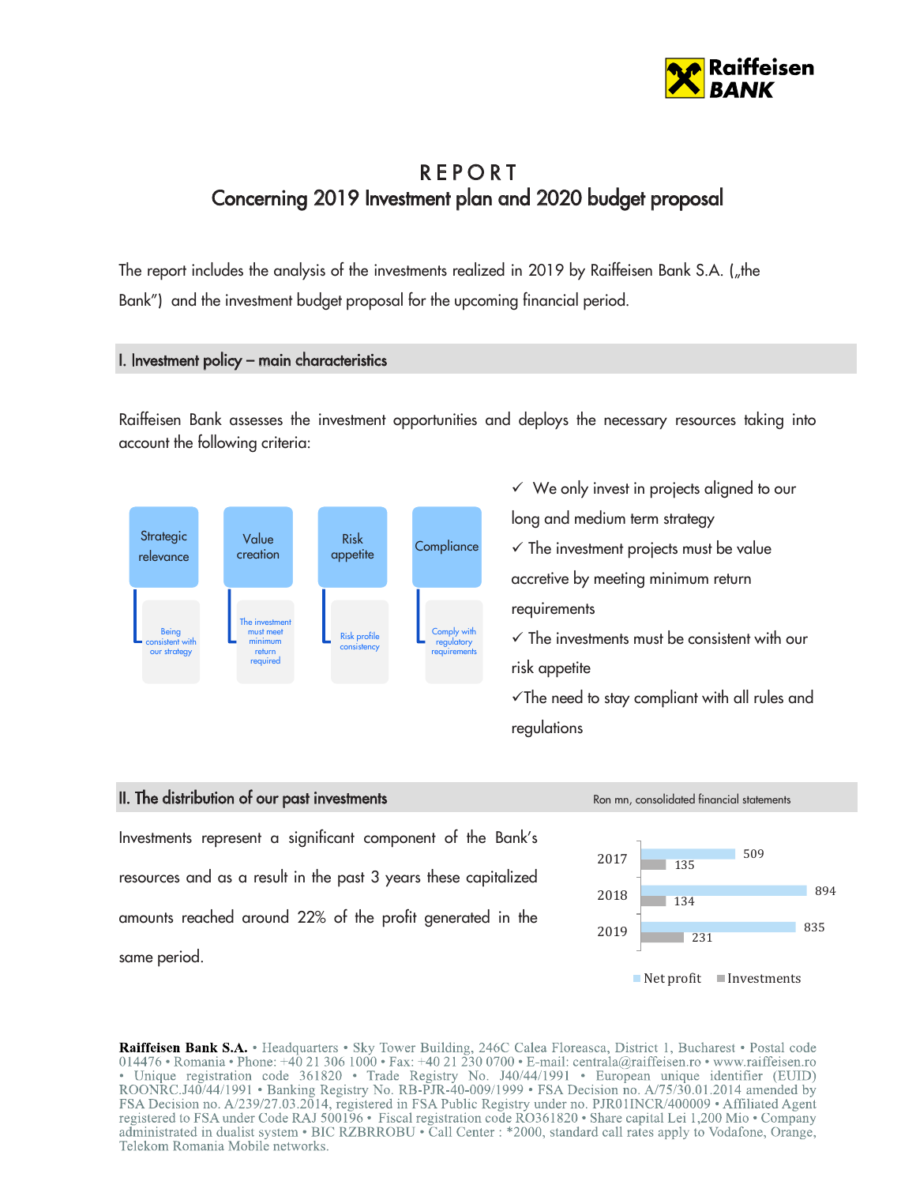# REPORT

## Concerning 2019 Investment plan and 2020 budget proposal

The report includes the analysis of the investments realized in 2019 by Raiffeisen Bank S.A. („the Bank") and the investment budget proposal for the upcoming financial period.

## I. Investment policy – main characteristics

Raiffeisen Bank assesses the investment opportunities and deploys the necessary resources taking into account the following criteria:

| Strategic relevance | Value creation | Risk appetite | Compliance |
|---|---|---|---|
| Being consistent with our strategy | The investment must meet minimum return required | Risk profile consistency | Comply with regulatory requirements |

- ✓ We only invest in projects aligned to our long and medium term strategy
- ✓ The investment projects must be value accretive by meeting minimum return requirements
- ✓ The investments must be consistent with our risk appetite
- ✓ The need to stay compliant with all rules and regulations

## II. The distribution of our past investments

Investments represent a significant component of the Bank's resources and as a result in the past 3 years these capitalized amounts reached around 22% of the profit generated in the same period.

Ron mn, consolidated financial statements

| Year | Net profit | Investments |
|---|---|---|
| 2017 | 509 | 135 |
| 2018 | 894 | 134 |
| 2019 | 835 | 231 |

**Raiffeisen Bank S.A.** • Headquarters • Sky Tower Building, 246C Calea Floreasca, District 1, Bucharest • Postal code 014476 • Romania • Phone: +40 21 306 1000 • Fax: +40 21 230 0700 • E-mail: centrala@raiffeisen.ro • www.raiffeisen.ro • Unique registration code 361820 • Trade Registry No. J40/44/1991 • European unique identifier (EUID) ROONRC.J40/44/1991 • Banking Registry No. RB-PJR-40-009/1999 • FSA Decision no. A/75/30.01.2014 amended by FSA Decision no. A/239/27.03.2014, registered in FSA Public Registry under no. PJR01INCR/400009 • Affiliated Agent registered to FSA under Code RAJ 500196 • Fiscal registration code RO361820 • Share capital Lei 1,200 Mio • Company administrated in dualist system • BIC RZBRROBU • Call Center : *2000, standard call rates apply to Vodafone, Orange, Telekom Romania Mobile networks.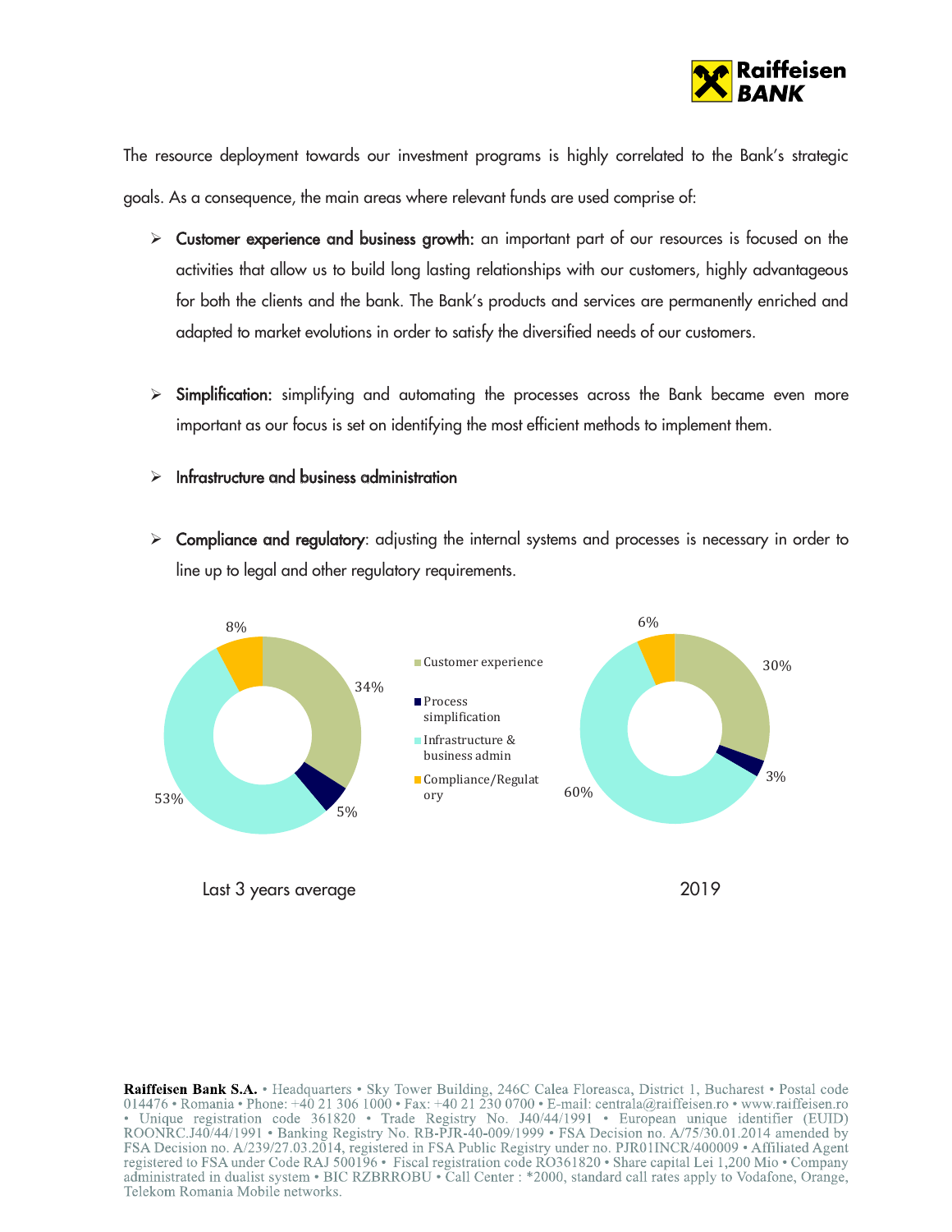The resource deployment towards our investment programs is highly correlated to the Bank's strategic goals. As a consequence, the main areas where relevant funds are used comprise of:

- **Customer experience and business growth:** an important part of our resources is focused on the activities that allow us to build long lasting relationships with our customers, highly advantageous for both the clients and the bank. The Bank's products and services are permanently enriched and adapted to market evolutions in order to satisfy the diversified needs of our customers.

- **Simplification:** simplifying and automating the processes across the Bank became even more important as our focus is set on identifying the most efficient methods to implement them.

- **Infrastructure and business administration**

- **Compliance and regulatory**: adjusting the internal systems and processes is necessary in order to line up to legal and other regulatory requirements.

| Category | Last 3 years average | 2019 |
| --- | --- | --- |
| Customer experience | 34% | 30% |
| Process simplification | 5% | 3% |
| Infrastructure & business admin | 53% | 60% |
| Compliance/Regulatory | 8% | 6% |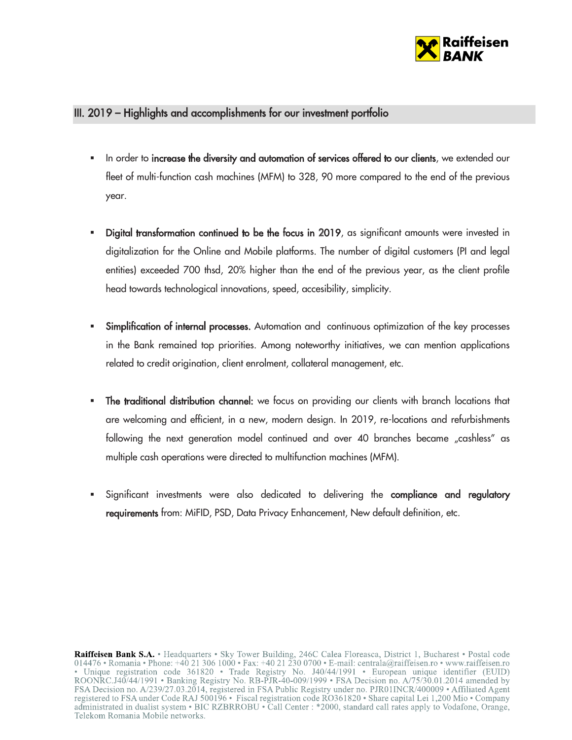## III. 2019 – Highlights and accomplishments for our investment portfolio

- In order to **increase the diversity and automation of services offered to our clients**, we extended our fleet of multi-function cash machines (MFM) to 328, 90 more compared to the end of the previous year.

- **Digital transformation continued to be the focus in 2019**, as significant amounts were invested in digitalization for the Online and Mobile platforms. The number of digital customers (PI and legal entities) exceeded 700 thsd, 20% higher than the end of the previous year, as the client profile head towards technological innovations, speed, accesibility, simplicity.

- **Simplification of internal processes.** Automation and continuous optimization of the key processes in the Bank remained top priorities. Among noteworthy initiatives, we can mention applications related to credit origination, client enrolment, collateral management, etc.

- **The traditional distribution channel:** we focus on providing our clients with branch locations that are welcoming and efficient, in a new, modern design. In 2019, re-locations and refurbishments following the next generation model continued and over 40 branches became „cashless" as multiple cash operations were directed to multifunction machines (MFM).

- Significant investments were also dedicated to delivering the **compliance and regulatory requirements** from: MiFID, PSD, Data Privacy Enhancement, New default definition, etc.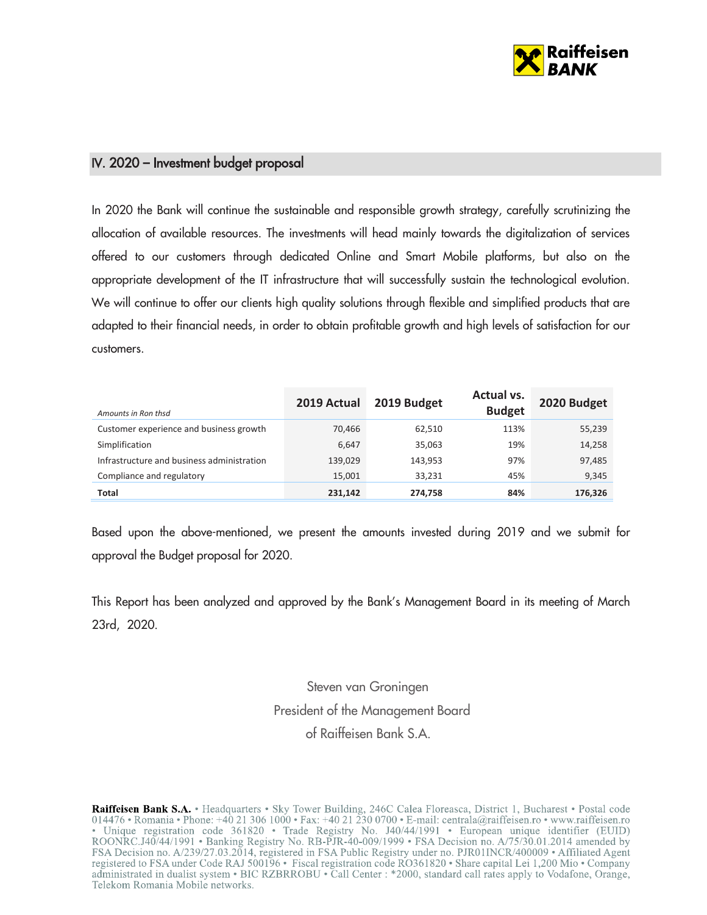## IV. 2020 – Investment budget proposal

In 2020 the Bank will continue the sustainable and responsible growth strategy, carefully scrutinizing the allocation of available resources. The investments will head mainly towards the digitalization of services offered to our customers through dedicated Online and Smart Mobile platforms, but also on the appropriate development of the IT infrastructure that will successfully sustain the technological evolution. We will continue to offer our clients high quality solutions through flexible and simplified products that are adapted to their financial needs, in order to obtain profitable growth and high levels of satisfaction for our customers.

| *Amounts in Ron thsd* | 2019 Actual | 2019 Budget | Actual vs. Budget | 2020 Budget |
|---|---|---|---|---|
| Customer experience and business growth | 70,466 | 62,510 | 113% | 55,239 |
| Simplification | 6,647 | 35,063 | 19% | 14,258 |
| Infrastructure and business administration | 139,029 | 143,953 | 97% | 97,485 |
| Compliance and regulatory | 15,001 | 33,231 | 45% | 9,345 |
| **Total** | **231,142** | **274,758** | **84%** | **176,326** |

Based upon the above-mentioned, we present the amounts invested during 2019 and we submit for approval the Budget proposal for 2020.

This Report has been analyzed and approved by the Bank's Management Board in its meeting of March 23rd, 2020.

Steven van Groningen
President of the Management Board
of Raiffeisen Bank S.A.